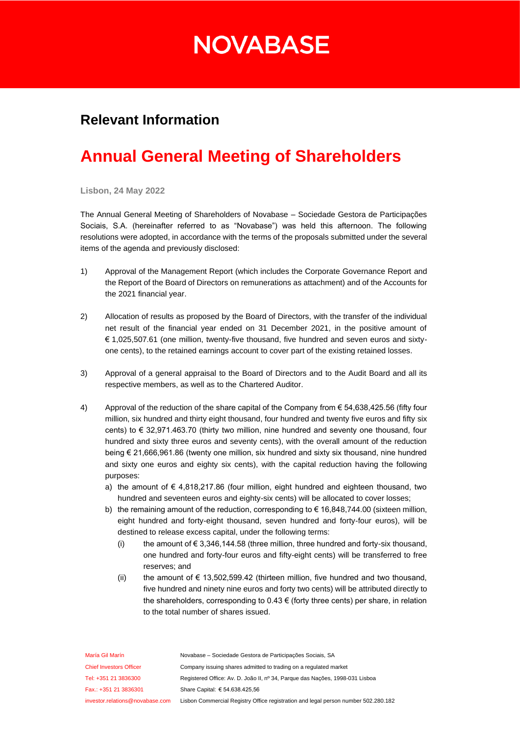# NOVABASE

## Relevant Information

# Annual General Meeting of Shareholders

**Lisbon, 24 May 2022**

The Annual General Meeting of Shareholders of Novabase – Sociedade Gestora de Participações Sociais, S.A. (hereinafter referred to as "Novabase") was held this afternoon. The following resolutions were adopted, in accordance with the terms of the proposals submitted under the several items of the agenda and previously disclosed:

1) Approval of the Management Report (which includes the Corporate Governance Report and the Report of the Board of Directors on remunerations as attachment) and of the Accounts for the 2021 financial year.

2) Allocation of results as proposed by the Board of Directors, with the transfer of the individual net result of the financial year ended on 31 December 2021, in the positive amount of € 1,025,507.61 (one million, twenty-five thousand, five hundred and seven euros and sixty-one cents), to the retained earnings account to cover part of the existing retained losses.

3) Approval of a general appraisal to the Board of Directors and to the Audit Board and all its respective members, as well as to the Chartered Auditor.

4) Approval of the reduction of the share capital of the Company from € 54,638,425.56 (fifty four million, six hundred and thirty eight thousand, four hundred and twenty five euros and fifty six cents) to € 32,971.463.70 (thirty two million, nine hundred and seventy one thousand, four hundred and sixty three euros and seventy cents), with the overall amount of the reduction being € 21,666,961.86 (twenty one million, six hundred and sixty six thousand, nine hundred and sixty one euros and eighty six cents), with the capital reduction having the following purposes:
   a) the amount of € 4,818,217.86 (four million, eight hundred and eighteen thousand, two hundred and seventeen euros and eighty-six cents) will be allocated to cover losses;
   b) the remaining amount of the reduction, corresponding to € 16,848,744.00 (sixteen million, eight hundred and forty-eight thousand, seven hundred and forty-four euros), will be destined to release excess capital, under the following terms:
      (i) the amount of € 3,346,144.58 (three million, three hundred and forty-six thousand, one hundred and forty-four euros and fifty-eight cents) will be transferred to free reserves; and
      (ii) the amount of € 13,502,599.42 (thirteen million, five hundred and two thousand, five hundred and ninety nine euros and forty two cents) will be attributed directly to the shareholders, corresponding to 0.43 € (forty three cents) per share, in relation to the total number of shares issued.

María Gil Marín
Chief Investors Officer
Tel: +351 21 3836300
Fax.: +351 21 3836301
investor.relations@novabase.com

Novabase – Sociedade Gestora de Participações Sociais, SA
Company issuing shares admitted to trading on a regulated market
Registered Office: Av. D. João II, nº 34, Parque das Nações, 1998-031 Lisboa
Share Capital: € 54.638.425,56
Lisbon Commercial Registry Office registration and legal person number 502.280.182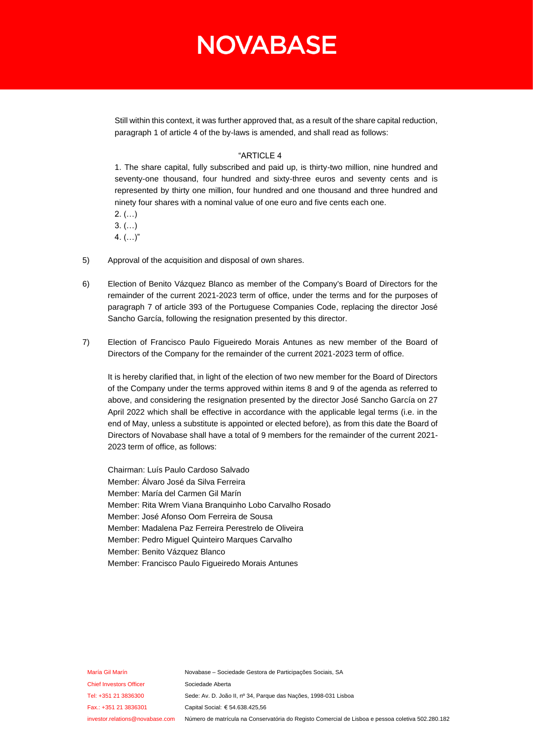Still within this context, it was further approved that, as a result of the share capital reduction, paragraph 1 of article 4 of the by-laws is amended, and shall read as follows:

"ARTICLE 4

1. The share capital, fully subscribed and paid up, is thirty-two million, nine hundred and seventy-one thousand, four hundred and sixty-three euros and seventy cents and is represented by thirty one million, four hundred and one thousand and three hundred and ninety four shares with a nominal value of one euro and five cents each one.

2. (…)

3. (…)

4. (…)"

5) Approval of the acquisition and disposal of own shares.

6) Election of Benito Vázquez Blanco as member of the Company's Board of Directors for the remainder of the current 2021-2023 term of office, under the terms and for the purposes of paragraph 7 of article 393 of the Portuguese Companies Code, replacing the director José Sancho García, following the resignation presented by this director.

7) Election of Francisco Paulo Figueiredo Morais Antunes as new member of the Board of Directors of the Company for the remainder of the current 2021-2023 term of office.

It is hereby clarified that, in light of the election of two new member for the Board of Directors of the Company under the terms approved within items 8 and 9 of the agenda as referred to above, and considering the resignation presented by the director José Sancho García on 27 April 2022 which shall be effective in accordance with the applicable legal terms (i.e. in the end of May, unless a substitute is appointed or elected before), as from this date the Board of Directors of Novabase shall have a total of 9 members for the remainder of the current 2021-2023 term of office, as follows:

Chairman: Luís Paulo Cardoso Salvado
Member: Álvaro José da Silva Ferreira
Member: María del Carmen Gil Marín
Member: Rita Wrem Viana Branquinho Lobo Carvalho Rosado
Member: José Afonso Oom Ferreira de Sousa
Member: Madalena Paz Ferreira Perestrelo de Oliveira
Member: Pedro Miguel Quinteiro Marques Carvalho
Member: Benito Vázquez Blanco
Member: Francisco Paulo Figueiredo Morais Antunes